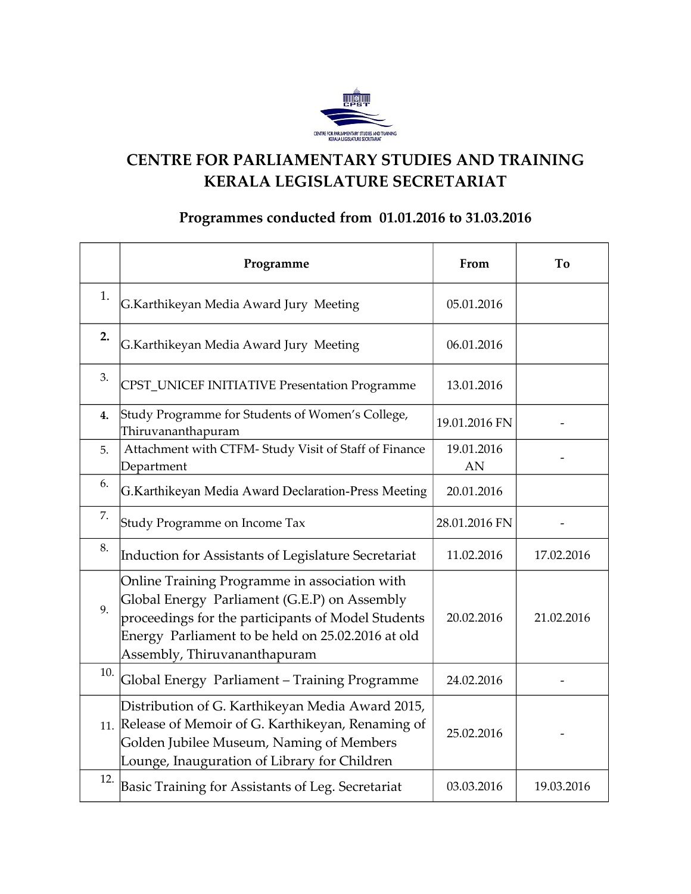# CENTRE FOR PARLIAMENTARY STUDIES AND TRAINING KERALA LEGISLATURE SECRETARIAT

## Programmes conducted from 01.01.2016 to 31.03.2016

| | Programme | From | To |
|---|---|---|---|
| 1. | G.Karthikeyan Media Award Jury Meeting | 05.01.2016 | |
| 2. | G.Karthikeyan Media Award Jury Meeting | 06.01.2016 | |
| 3. | CPST_UNICEF INITIATIVE Presentation Programme | 13.01.2016 | |
| 4. | Study Programme for Students of Women's College, Thiruvananthapuram | 19.01.2016 FN | - |
| 5. | Attachment with CTFM- Study Visit of Staff of Finance Department | 19.01.2016 AN | - |
| 6. | G.Karthikeyan Media Award Declaration-Press Meeting | 20.01.2016 | |
| 7. | Study Programme on Income Tax | 28.01.2016 FN | - |
| 8. | Induction for Assistants of Legislature Secretariat | 11.02.2016 | 17.02.2016 |
| 9. | Online Training Programme in association with Global Energy Parliament (G.E.P) on Assembly proceedings for the participants of Model Students Energy Parliament to be held on 25.02.2016 at old Assembly, Thiruvananthapuram | 20.02.2016 | 21.02.2016 |
| 10. | Global Energy Parliament – Training Programme | 24.02.2016 | - |
| 11. | Distribution of G. Karthikeyan Media Award 2015, Release of Memoir of G. Karthikeyan, Renaming of Golden Jubilee Museum, Naming of Members Lounge, Inauguration of Library for Children | 25.02.2016 | - |
| 12. | Basic Training for Assistants of Leg. Secretariat | 03.03.2016 | 19.03.2016 |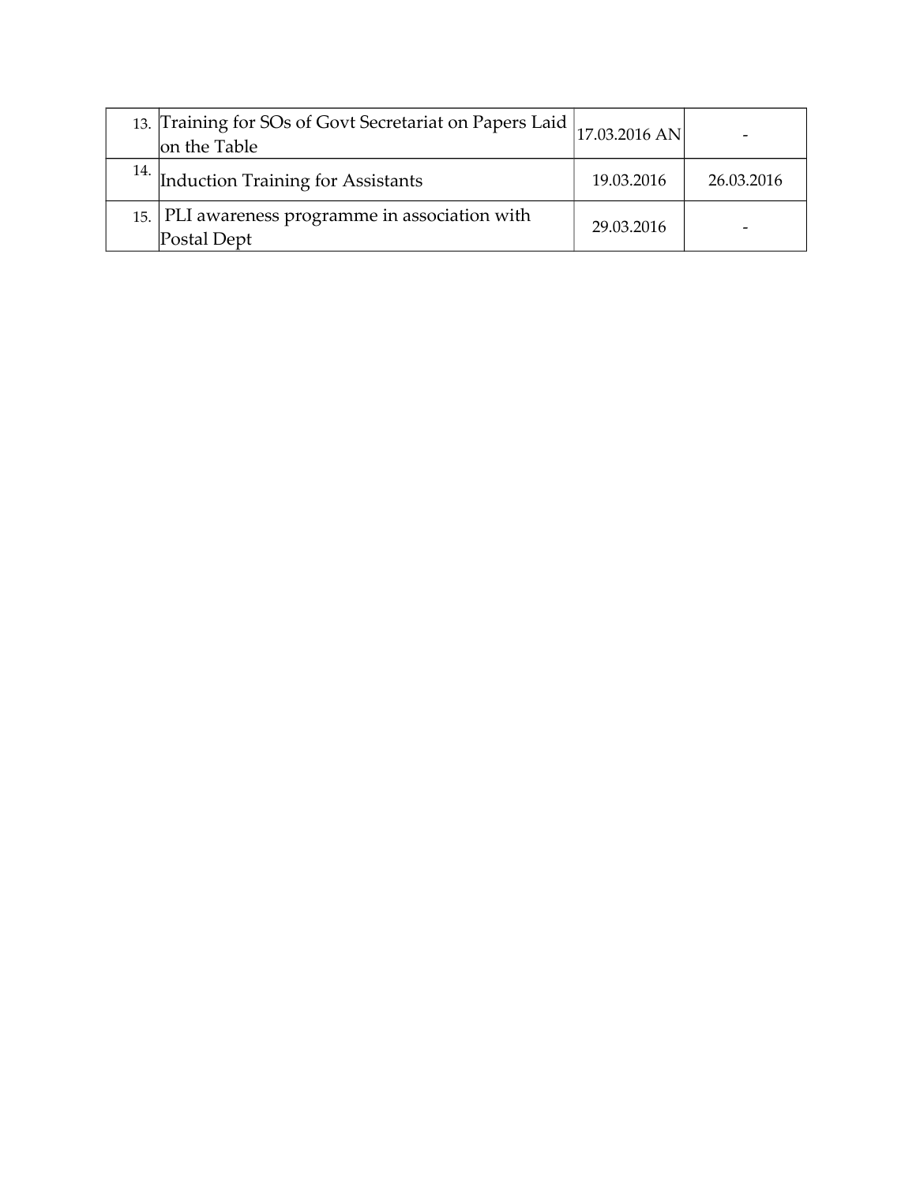| | | | |
|---|---|---|---|
| 13. | Training for SOs of Govt Secretariat on Papers Laid on the Table | 17.03.2016 AN | - |
| 14. | Induction Training for Assistants | 19.03.2016 | 26.03.2016 |
| 15. | PLI awareness programme in association with Postal Dept | 29.03.2016 | - |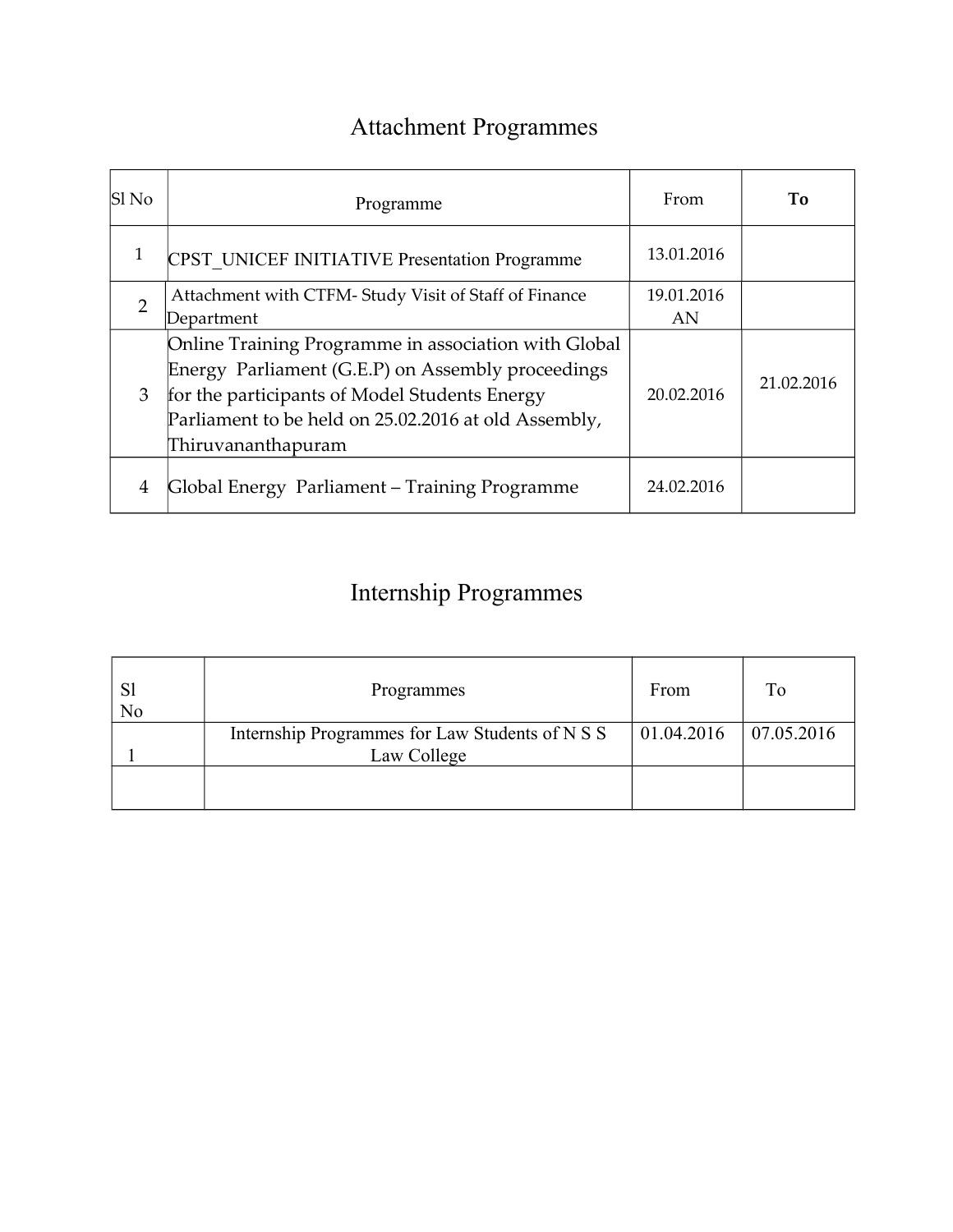# Attachment Programmes

| Sl No | Programme | From | **To** |
|---|---|---|---|
| 1 | CPST_UNICEF INITIATIVE Presentation Programme | 13.01.2016 | |
| 2 | Attachment with CTFM- Study Visit of Staff of Finance Department | 19.01.2016 AN | |
| 3 | Online Training Programme in association with Global Energy Parliament (G.E.P) on Assembly proceedings for the participants of Model Students Energy Parliament to be held on 25.02.2016 at old Assembly, Thiruvananthapuram | 20.02.2016 | 21.02.2016 |
| 4 | Global Energy Parliament – Training Programme | 24.02.2016 | |

# Internship Programmes

| Sl No | Programmes | From | To |
|---|---|---|---|
| 1 | Internship Programmes for Law Students of N S S Law College | 01.04.2016 | 07.05.2016 |
| | | | |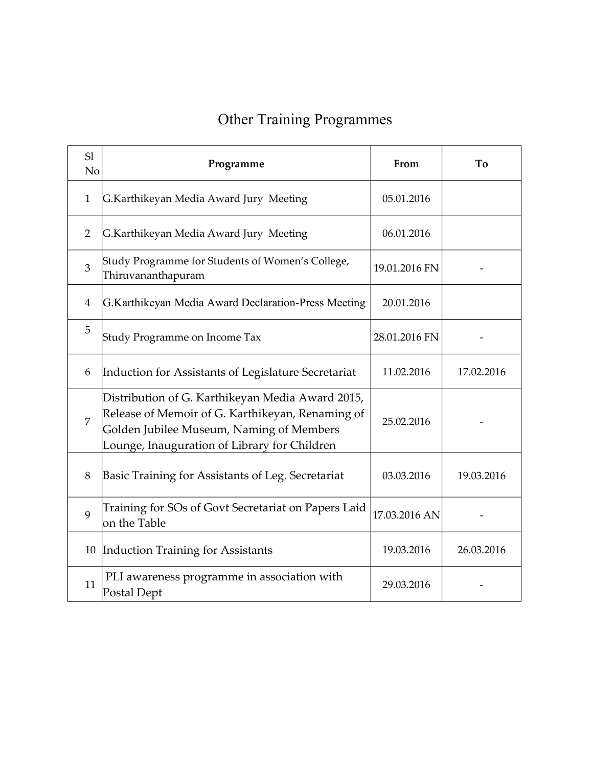# Other Training Programmes

| Sl No | Programme | From | To |
|---|---|---|---|
| 1 | G.Karthikeyan Media Award Jury Meeting | 05.01.2016 | |
| 2 | G.Karthikeyan Media Award Jury Meeting | 06.01.2016 | |
| 3 | Study Programme for Students of Women's College, Thiruvananthapuram | 19.01.2016 FN | - |
| 4 | G.Karthikeyan Media Award Declaration-Press Meeting | 20.01.2016 | |
| 5 | Study Programme on Income Tax | 28.01.2016 FN | - |
| 6 | Induction for Assistants of Legislature Secretariat | 11.02.2016 | 17.02.2016 |
| 7 | Distribution of G. Karthikeyan Media Award 2015, Release of Memoir of G. Karthikeyan, Renaming of Golden Jubilee Museum, Naming of Members Lounge, Inauguration of Library for Children | 25.02.2016 | - |
| 8 | Basic Training for Assistants of Leg. Secretariat | 03.03.2016 | 19.03.2016 |
| 9 | Training for SOs of Govt Secretariat on Papers Laid on the Table | 17.03.2016 AN | - |
| 10 | Induction Training for Assistants | 19.03.2016 | 26.03.2016 |
| 11 | PLI awareness programme in association with Postal Dept | 29.03.2016 | - |